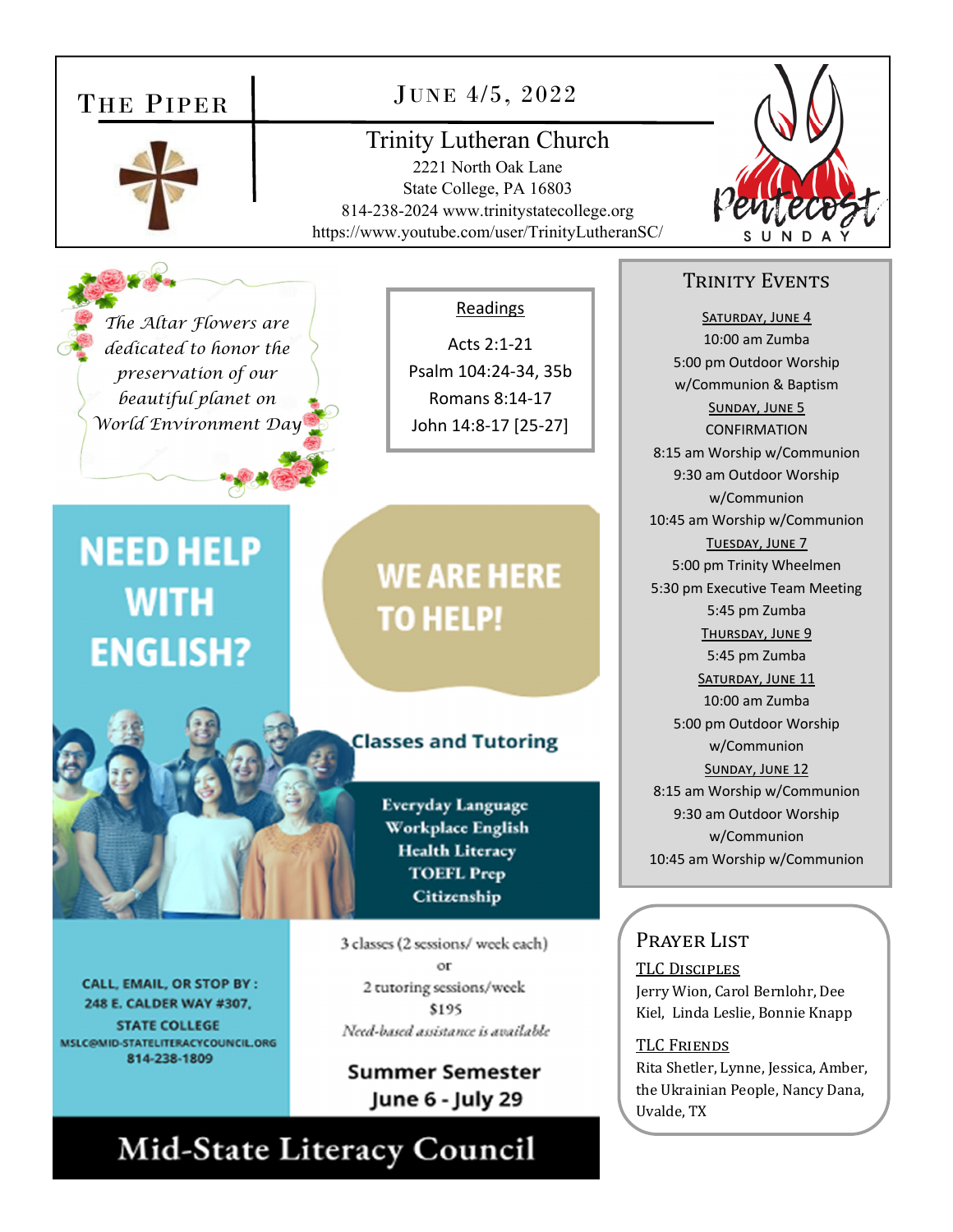# The Piper

## June 4/5, 2022

**Trinity Lutheran Church**
2221 North Oak Lane
State College, PA 16803
814-238-2024 www.trinitystatecollege.org
https://www.youtube.com/user/TrinityLutheranSC/

Pentecost SUNDAY

*The Altar Flowers are dedicated to honor the preservation of our beautiful planet on World Environment Day*

### Readings

Acts 2:1-21
Psalm 104:24-34, 35b
Romans 8:14-17
John 14:8-17 [25-27]

## NEED HELP WITH ENGLISH?

## WE ARE HERE TO HELP!

**Classes and Tutoring**

- Everyday Language
- Workplace English
- Health Literacy
- TOEFL Prep
- Citizenship

CALL, EMAIL, OR STOP BY :
248 E. CALDER WAY #307,
STATE COLLEGE
MSLC@MID-STATELITERACYCOUNCIL.ORG
814-238-1809

3 classes (2 sessions/ week each)
or
2 tutoring sessions/week
$195
*Need-based assistance is available*

**Summer Semester**
**June 6 - July 29**

**Mid-State Literacy Council**

## Trinity Events

**Saturday, June 4**
10:00 am Zumba
5:00 pm Outdoor Worship w/Communion & Baptism

**Sunday, June 5**
CONFIRMATION
8:15 am Worship w/Communion
9:30 am Outdoor Worship w/Communion
10:45 am Worship w/Communion

**Tuesday, June 7**
5:00 pm Trinity Wheelmen
5:30 pm Executive Team Meeting
5:45 pm Zumba

**Thursday, June 9**
5:45 pm Zumba

**Saturday, June 11**
10:00 am Zumba
5:00 pm Outdoor Worship w/Communion

**Sunday, June 12**
8:15 am Worship w/Communion
9:30 am Outdoor Worship w/Communion
10:45 am Worship w/Communion

## Prayer List

**TLC Disciples**
Jerry Wion, Carol Bernlohr, Dee Kiel, Linda Leslie, Bonnie Knapp

**TLC Friends**
Rita Shetler, Lynne, Jessica, Amber, the Ukrainian People, Nancy Dana, Uvalde, TX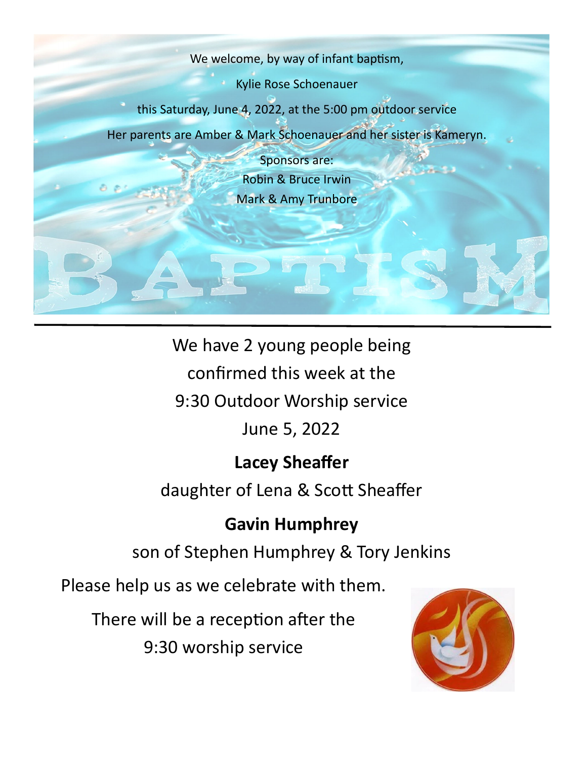We welcome, by way of infant baptism,

Kylie Rose Schoenauer

this Saturday, June 4, 2022, at the 5:00 pm outdoor service

Her parents are Amber & Mark Schoenauer and her sister is Kameryn.

Sponsors are:

Robin & Bruce Irwin

Mark & Amy Trunbore

BAPTISM

---

We have 2 young people being confirmed this week at the 9:30 Outdoor Worship service June 5, 2022

**Lacey Sheaffer**

daughter of Lena & Scott Sheaffer

**Gavin Humphrey**

son of Stephen Humphrey & Tory Jenkins

Please help us as we celebrate with them.

There will be a reception after the 9:30 worship service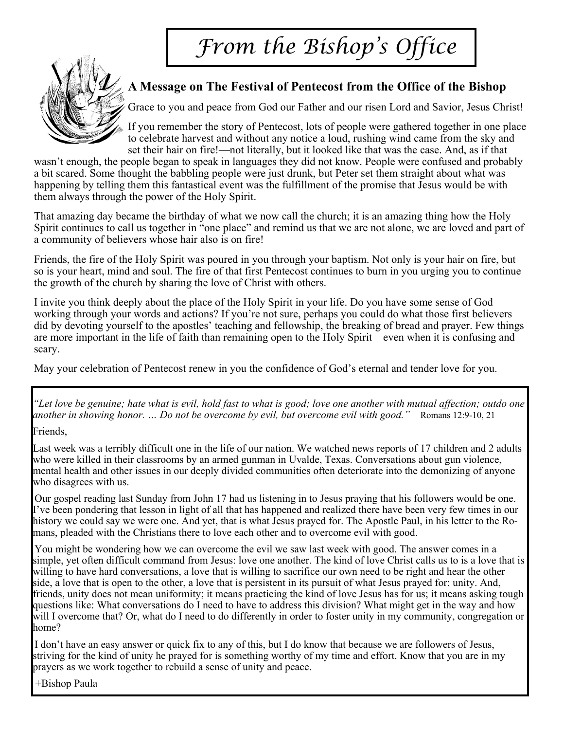# *From the Bishop's Office*

## A Message on The Festival of Pentecost from the Office of the Bishop

Grace to you and peace from God our Father and our risen Lord and Savior, Jesus Christ!

If you remember the story of Pentecost, lots of people were gathered together in one place to celebrate harvest and without any notice a loud, rushing wind came from the sky and set their hair on fire!—not literally, but it looked like that was the case. And, as if that wasn't enough, the people began to speak in languages they did not know. People were confused and probably a bit scared. Some thought the babbling people were just drunk, but Peter set them straight about what was happening by telling them this fantastical event was the fulfillment of the promise that Jesus would be with them always through the power of the Holy Spirit.

That amazing day became the birthday of what we now call the church; it is an amazing thing how the Holy Spirit continues to call us together in "one place" and remind us that we are not alone, we are loved and part of a community of believers whose hair also is on fire!

Friends, the fire of the Holy Spirit was poured in you through your baptism. Not only is your hair on fire, but so is your heart, mind and soul. The fire of that first Pentecost continues to burn in you urging you to continue the growth of the church by sharing the love of Christ with others.

I invite you think deeply about the place of the Holy Spirit in your life. Do you have some sense of God working through your words and actions? If you're not sure, perhaps you could do what those first believers did by devoting yourself to the apostles' teaching and fellowship, the breaking of bread and prayer. Few things are more important in the life of faith than remaining open to the Holy Spirit—even when it is confusing and scary.

May your celebration of Pentecost renew in you the confidence of God's eternal and tender love for you.

---

*"Let love be genuine; hate what is evil, hold fast to what is good; love one another with mutual affection; outdo one another in showing honor. … Do not be overcome by evil, but overcome evil with good."* Romans 12:9-10, 21

Friends,

Last week was a terribly difficult one in the life of our nation. We watched news reports of 17 children and 2 adults who were killed in their classrooms by an armed gunman in Uvalde, Texas. Conversations about gun violence, mental health and other issues in our deeply divided communities often deteriorate into the demonizing of anyone who disagrees with us.

Our gospel reading last Sunday from John 17 had us listening in to Jesus praying that his followers would be one. I've been pondering that lesson in light of all that has happened and realized there have been very few times in our history we could say we were one. And yet, that is what Jesus prayed for. The Apostle Paul, in his letter to the Romans, pleaded with the Christians there to love each other and to overcome evil with good.

You might be wondering how we can overcome the evil we saw last week with good. The answer comes in a simple, yet often difficult command from Jesus: love one another. The kind of love Christ calls us to is a love that is willing to have hard conversations, a love that is willing to sacrifice our own need to be right and hear the other side, a love that is open to the other, a love that is persistent in its pursuit of what Jesus prayed for: unity. And, friends, unity does not mean uniformity; it means practicing the kind of love Jesus has for us; it means asking tough questions like: What conversations do I need to have to address this division? What might get in the way and how will I overcome that? Or, what do I need to do differently in order to foster unity in my community, congregation or home?

I don't have an easy answer or quick fix to any of this, but I do know that because we are followers of Jesus, striving for the kind of unity he prayed for is something worthy of my time and effort. Know that you are in my prayers as we work together to rebuild a sense of unity and peace.

+Bishop Paula